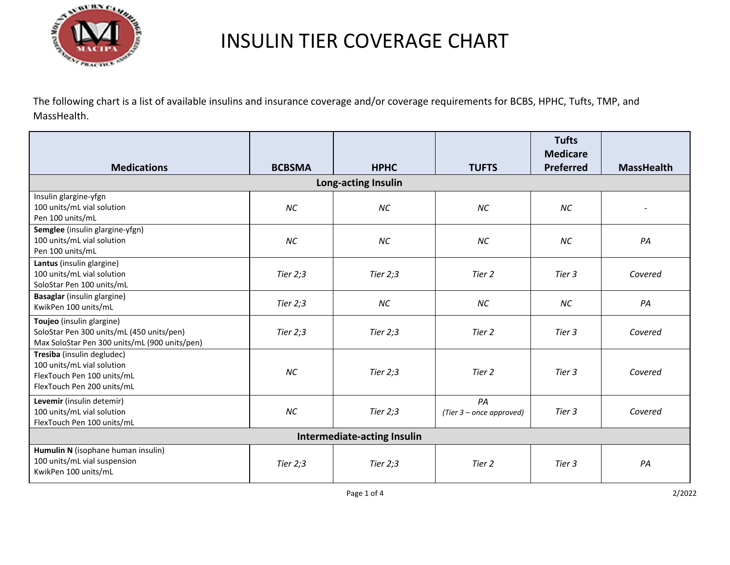# INSULIN TIER COVERAGE CHART

The following chart is a list of available insulins and insurance coverage and/or coverage requirements for BCBS, HPHC, Tufts, TMP, and MassHealth.

| Medications | BCBSMA | HPHC | TUFTS | Tufts Medicare Preferred | MassHealth |
|---|---|---|---|---|---|
| **Long-acting Insulin** | | | | | |
| Insulin glargine-yfgn<br>100 units/mL vial solution<br>Pen 100 units/mL | *NC* | *NC* | *NC* | *NC* | - |
| **Semglee** (insulin glargine-yfgn)<br>100 units/mL vial solution<br>Pen 100 units/mL | *NC* | *NC* | *NC* | *NC* | *PA* |
| **Lantus** (insulin glargine)<br>100 units/mL vial solution<br>SoloStar Pen 100 units/mL | *Tier 2;3* | *Tier 2;3* | *Tier 2* | *Tier 3* | *Covered* |
| **Basaglar** (insulin glargine)<br>KwikPen 100 units/mL | *Tier 2;3* | *NC* | *NC* | *NC* | *PA* |
| **Toujeo** (insulin glargine)<br>SoloStar Pen 300 units/mL (450 units/pen)<br>Max SoloStar Pen 300 units/mL (900 units/pen) | *Tier 2;3* | *Tier 2;3* | *Tier 2* | *Tier 3* | *Covered* |
| **Tresiba** (insulin degludec)<br>100 units/mL vial solution<br>FlexTouch Pen 100 units/mL<br>FlexTouch Pen 200 units/mL | *NC* | *Tier 2;3* | *Tier 2* | *Tier 3* | *Covered* |
| **Levemir** (insulin detemir)<br>100 units/mL vial solution<br>FlexTouch Pen 100 units/mL | *NC* | *Tier 2;3* | *PA*<br>*(Tier 3 – once approved)* | *Tier 3* | *Covered* |
| **Intermediate-acting Insulin** | | | | | |
| **Humulin N** (isophane human insulin)<br>100 units/mL vial suspension<br>KwikPen 100 units/mL | *Tier 2;3* | *Tier 2;3* | *Tier 2* | *Tier 3* | *PA* |

2/2022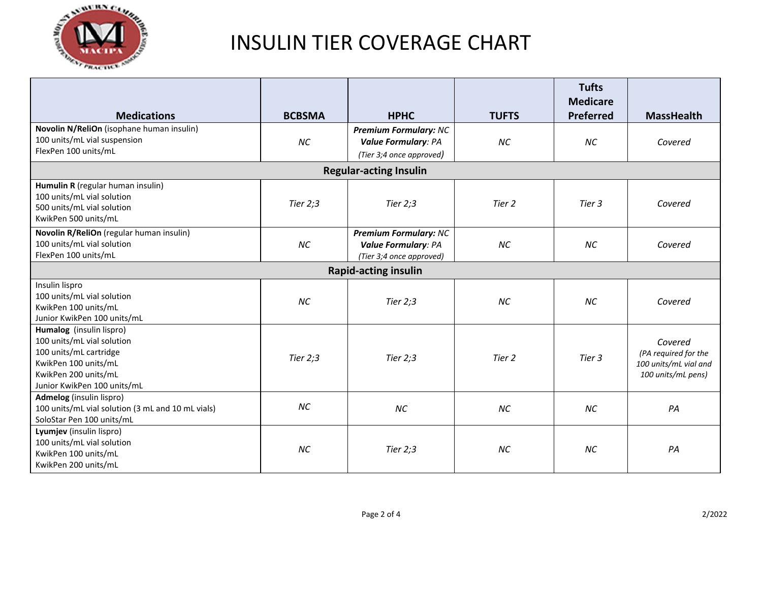# INSULIN TIER COVERAGE CHART

| Medications | BCBSMA | HPHC | TUFTS | Tufts Medicare Preferred | MassHealth |
|---|---|---|---|---|---|
| **Novolin N/ReliOn** (isophane human insulin)<br>100 units/mL vial suspension<br>FlexPen 100 units/mL | *NC* | ***Premium Formulary:*** *NC*<br>***Value Formulary****: PA*<br>*(Tier 3;4 once approved)* | *NC* | *NC* | *Covered* |
| **Regular-acting Insulin** | | | | | |
| **Humulin R** (regular human insulin)<br>100 units/mL vial solution<br>500 units/mL vial solution<br>KwikPen 500 units/mL | *Tier 2;3* | *Tier 2;3* | *Tier 2* | *Tier 3* | *Covered* |
| **Novolin R/ReliOn** (regular human insulin)<br>100 units/mL vial solution<br>FlexPen 100 units/mL | *NC* | ***Premium Formulary:*** *NC*<br>***Value Formulary****: PA*<br>*(Tier 3;4 once approved)* | *NC* | *NC* | *Covered* |
| **Rapid-acting insulin** | | | | | |
| Insulin lispro<br>100 units/mL vial solution<br>KwikPen 100 units/mL<br>Junior KwikPen 100 units/mL | *NC* | *Tier 2;3* | *NC* | *NC* | *Covered* |
| **Humalog** (insulin lispro)<br>100 units/mL vial solution<br>100 units/mL cartridge<br>KwikPen 100 units/mL<br>KwikPen 200 units/mL<br>Junior KwikPen 100 units/mL | *Tier 2;3* | *Tier 2;3* | *Tier 2* | *Tier 3* | *Covered*<br>*(PA required for the 100 units/mL vial and 100 units/mL pens)* |
| **Admelog** (insulin lispro)<br>100 units/mL vial solution (3 mL and 10 mL vials)<br>SoloStar Pen 100 units/mL | *NC* | *NC* | *NC* | *NC* | *PA* |
| **Lyumjev** (insulin lispro)<br>100 units/mL vial solution<br>KwikPen 100 units/mL<br>KwikPen 200 units/mL | *NC* | *Tier 2;3* | *NC* | *NC* | *PA* |

2/2022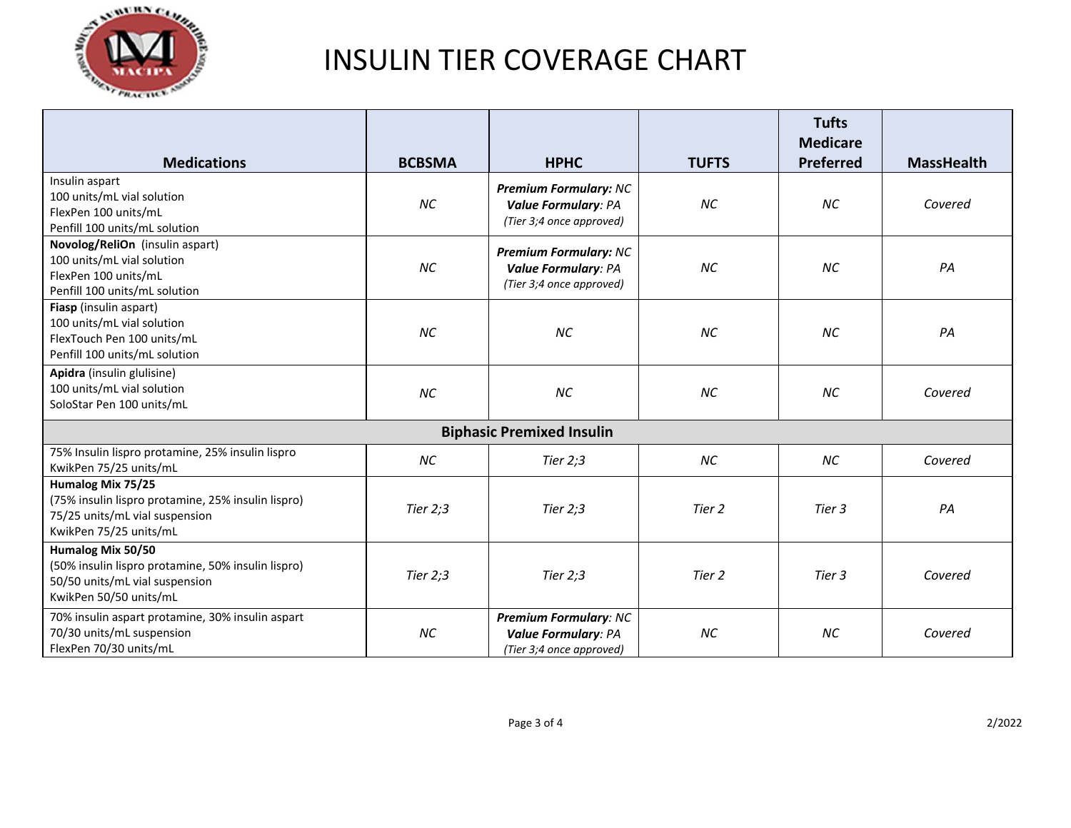# INSULIN TIER COVERAGE CHART

| Medications | BCBSMA | HPHC | TUFTS | Tufts Medicare Preferred | MassHealth |
|---|---|---|---|---|---|
| Insulin aspart<br>100 units/mL vial solution<br>FlexPen 100 units/mL<br>Penfill 100 units/mL solution | *NC* | ***Premium Formulary:** NC*<br>***Value Formulary**: PA*<br>*(Tier 3;4 once approved)* | *NC* | *NC* | *Covered* |
| **Novolog/ReliOn** (insulin aspart)<br>100 units/mL vial solution<br>FlexPen 100 units/mL<br>Penfill 100 units/mL solution | *NC* | ***Premium Formulary:** NC*<br>***Value Formulary**: PA*<br>*(Tier 3;4 once approved)* | *NC* | *NC* | *PA* |
| **Fiasp** (insulin aspart)<br>100 units/mL vial solution<br>FlexTouch Pen 100 units/mL<br>Penfill 100 units/mL solution | *NC* | *NC* | *NC* | *NC* | *PA* |
| **Apidra** (insulin glulisine)<br>100 units/mL vial solution<br>SoloStar Pen 100 units/mL | *NC* | *NC* | *NC* | *NC* | *Covered* |
| **Biphasic Premixed Insulin** | | | | | |
| 75% Insulin lispro protamine, 25% insulin lispro<br>KwikPen 75/25 units/mL | *NC* | *Tier 2;3* | *NC* | *NC* | *Covered* |
| **Humalog Mix 75/25**<br>(75% insulin lispro protamine, 25% insulin lispro)<br>75/25 units/mL vial suspension<br>KwikPen 75/25 units/mL | *Tier 2;3* | *Tier 2;3* | *Tier 2* | *Tier 3* | *PA* |
| **Humalog Mix 50/50**<br>(50% insulin lispro protamine, 50% insulin lispro)<br>50/50 units/mL vial suspension<br>KwikPen 50/50 units/mL | *Tier 2;3* | *Tier 2;3* | *Tier 2* | *Tier 3* | *Covered* |
| 70% insulin aspart protamine, 30% insulin aspart<br>70/30 units/mL suspension<br>FlexPen 70/30 units/mL | *NC* | ***Premium Formulary**: NC*<br>***Value Formulary**: PA*<br>*(Tier 3;4 once approved)* | *NC* | *NC* | *Covered* |

2/2022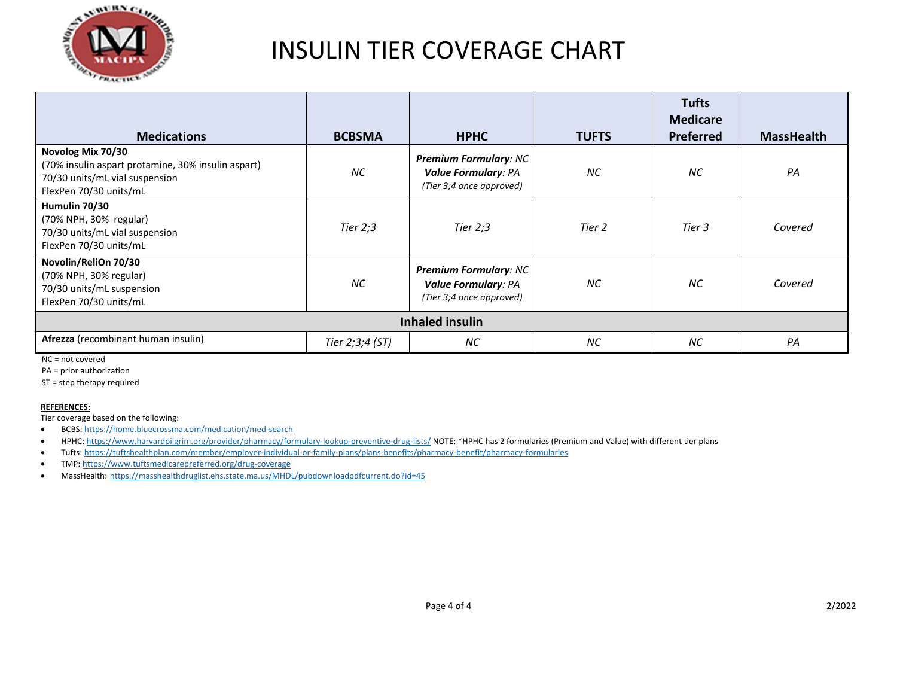# INSULIN TIER COVERAGE CHART

| Medications | BCBSMA | HPHC | TUFTS | Tufts Medicare Preferred | MassHealth |
|---|---|---|---|---|---|
| **Novolog Mix 70/30**<br>(70% insulin aspart protamine, 30% insulin aspart)<br>70/30 units/mL vial suspension<br>FlexPen 70/30 units/mL | *NC* | ***Premium Formulary**: NC*<br>***Value Formulary**: PA*<br>*(Tier 3;4 once approved)* | *NC* | *NC* | *PA* |
| **Humulin 70/30**<br>(70% NPH, 30% regular)<br>70/30 units/mL vial suspension<br>FlexPen 70/30 units/mL | *Tier 2;3* | *Tier 2;3* | *Tier 2* | *Tier 3* | *Covered* |
| **Novolin/ReliOn 70/30**<br>(70% NPH, 30% regular)<br>70/30 units/mL suspension<br>FlexPen 70/30 units/mL | *NC* | ***Premium Formulary**: NC*<br>***Value Formulary**: PA*<br>*(Tier 3;4 once approved)* | *NC* | *NC* | *Covered* |
| **Inhaled insulin** | | | | | |
| **Afrezza** (recombinant human insulin) | *Tier 2;3;4 (ST)* | *NC* | *NC* | *NC* | *PA* |

NC = not covered

PA = prior authorization

ST = step therapy required

**REFERENCES:**

Tier coverage based on the following:

- BCBS: https://home.bluecrossma.com/medication/med-search
- HPHC: https://www.harvardpilgrim.org/provider/pharmacy/formulary-lookup-preventive-drug-lists/ NOTE: *HPHC has 2 formularies (Premium and Value) with different tier plans
- Tufts: https://tuftshealthplan.com/member/employer-individual-or-family-plans/plans-benefits/pharmacy-benefit/pharmacy-formularies
- TMP: https://www.tuftsmedicarepreferred.org/drug-coverage
- MassHealth: https://masshealthdruglist.ehs.state.ma.us/MHDL/pubdownloadpdfcurrent.do?id=45

2/2022